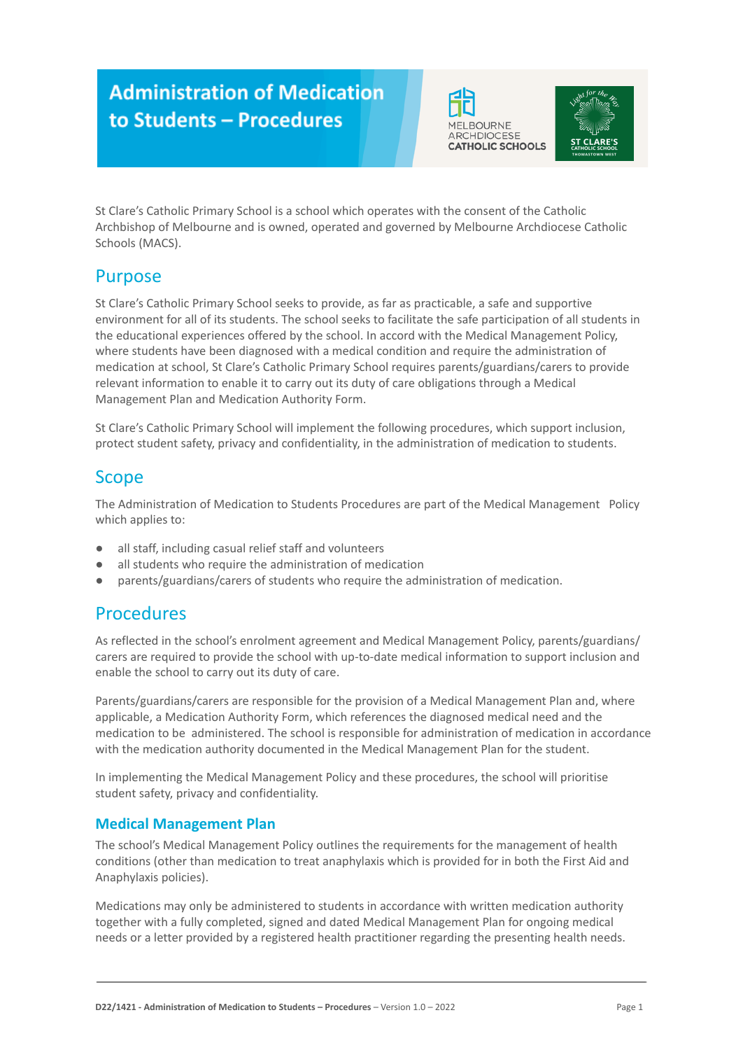# Administration of Medication to Students – Procedures

St Clare's Catholic Primary School is a school which operates with the consent of the Catholic Archbishop of Melbourne and is owned, operated and governed by Melbourne Archdiocese Catholic Schools (MACS).

## Purpose

St Clare's Catholic Primary School seeks to provide, as far as practicable, a safe and supportive environment for all of its students. The school seeks to facilitate the safe participation of all students in the educational experiences offered by the school. In accord with the Medical Management Policy, where students have been diagnosed with a medical condition and require the administration of medication at school, St Clare's Catholic Primary School requires parents/guardians/carers to provide relevant information to enable it to carry out its duty of care obligations through a Medical Management Plan and Medication Authority Form.

St Clare's Catholic Primary School will implement the following procedures, which support inclusion, protect student safety, privacy and confidentiality, in the administration of medication to students.

## Scope

The Administration of Medication to Students Procedures are part of the Medical Management Policy which applies to:

- all staff, including casual relief staff and volunteers
- all students who require the administration of medication
- parents/guardians/carers of students who require the administration of medication.

## Procedures

As reflected in the school's enrolment agreement and Medical Management Policy, parents/guardians/carers are required to provide the school with up-to-date medical information to support inclusion and enable the school to carry out its duty of care.

Parents/guardians/carers are responsible for the provision of a Medical Management Plan and, where applicable, a Medication Authority Form, which references the diagnosed medical need and the medication to be administered. The school is responsible for administration of medication in accordance with the medication authority documented in the Medical Management Plan for the student.

In implementing the Medical Management Policy and these procedures, the school will prioritise student safety, privacy and confidentiality.

### Medical Management Plan

The school's Medical Management Policy outlines the requirements for the management of health conditions (other than medication to treat anaphylaxis which is provided for in both the First Aid and Anaphylaxis policies).

Medications may only be administered to students in accordance with written medication authority together with a fully completed, signed and dated Medical Management Plan for ongoing medical needs or a letter provided by a registered health practitioner regarding the presenting health needs.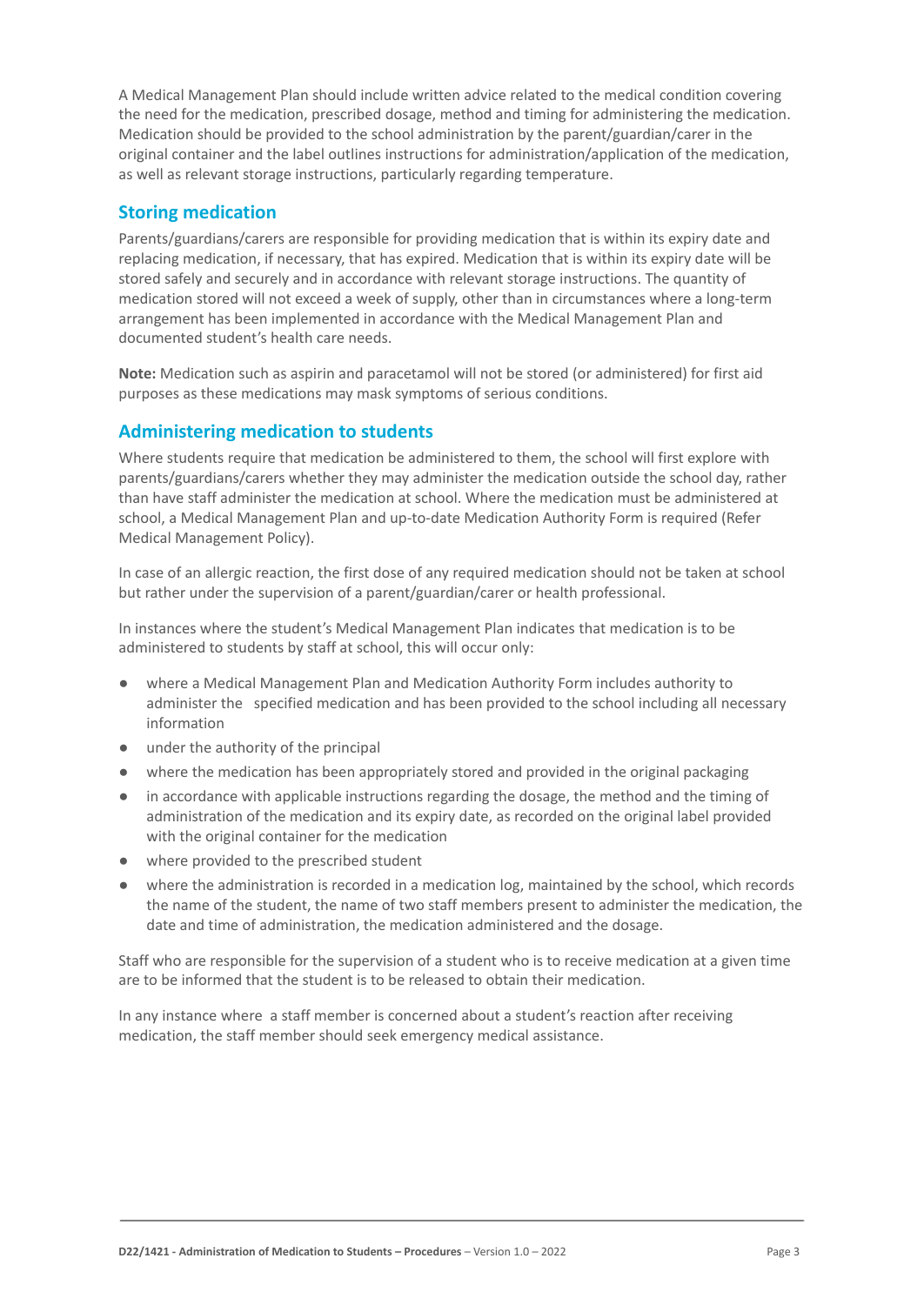A Medical Management Plan should include written advice related to the medical condition covering the need for the medication, prescribed dosage, method and timing for administering the medication. Medication should be provided to the school administration by the parent/guardian/carer in the original container and the label outlines instructions for administration/application of the medication, as well as relevant storage instructions, particularly regarding temperature.

## Storing medication

Parents/guardians/carers are responsible for providing medication that is within its expiry date and replacing medication, if necessary, that has expired. Medication that is within its expiry date will be stored safely and securely and in accordance with relevant storage instructions. The quantity of medication stored will not exceed a week of supply, other than in circumstances where a long-term arrangement has been implemented in accordance with the Medical Management Plan and documented student's health care needs.

**Note:** Medication such as aspirin and paracetamol will not be stored (or administered) for first aid purposes as these medications may mask symptoms of serious conditions.

## Administering medication to students

Where students require that medication be administered to them, the school will first explore with parents/guardians/carers whether they may administer the medication outside the school day, rather than have staff administer the medication at school. Where the medication must be administered at school, a Medical Management Plan and up-to-date Medication Authority Form is required (Refer Medical Management Policy).

In case of an allergic reaction, the first dose of any required medication should not be taken at school but rather under the supervision of a parent/guardian/carer or health professional.

In instances where the student's Medical Management Plan indicates that medication is to be administered to students by staff at school, this will occur only:

- where a Medical Management Plan and Medication Authority Form includes authority to administer the specified medication and has been provided to the school including all necessary information
- under the authority of the principal
- where the medication has been appropriately stored and provided in the original packaging
- in accordance with applicable instructions regarding the dosage, the method and the timing of administration of the medication and its expiry date, as recorded on the original label provided with the original container for the medication
- where provided to the prescribed student
- where the administration is recorded in a medication log, maintained by the school, which records the name of the student, the name of two staff members present to administer the medication, the date and time of administration, the medication administered and the dosage.

Staff who are responsible for the supervision of a student who is to receive medication at a given time are to be informed that the student is to be released to obtain their medication.

In any instance where a staff member is concerned about a student's reaction after receiving medication, the staff member should seek emergency medical assistance.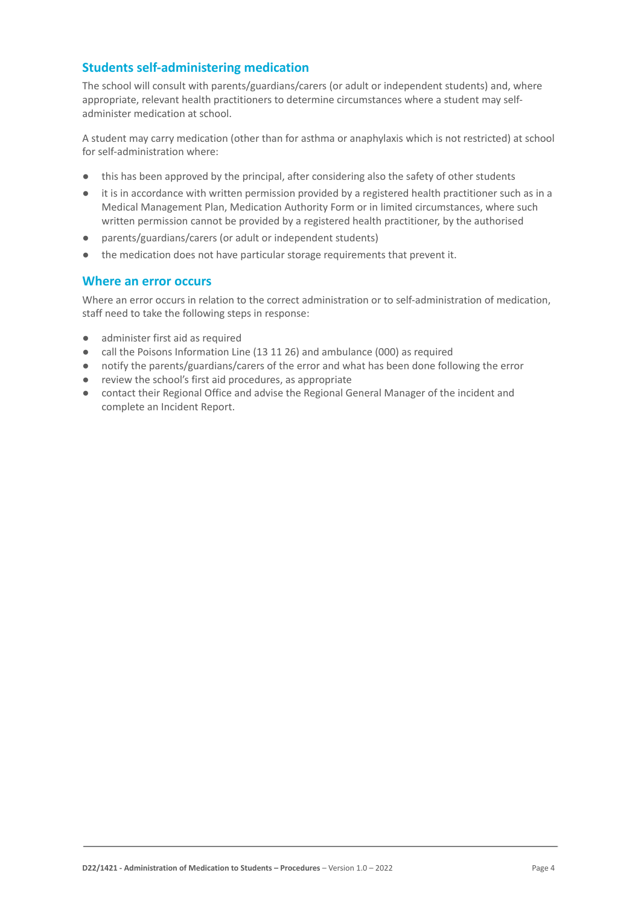## Students self-administering medication

The school will consult with parents/guardians/carers (or adult or independent students) and, where appropriate, relevant health practitioners to determine circumstances where a student may self-administer medication at school.

A student may carry medication (other than for asthma or anaphylaxis which is not restricted) at school for self-administration where:

- this has been approved by the principal, after considering also the safety of other students
- it is in accordance with written permission provided by a registered health practitioner such as in a Medical Management Plan, Medication Authority Form or in limited circumstances, where such written permission cannot be provided by a registered health practitioner, by the authorised
- parents/guardians/carers (or adult or independent students)
- the medication does not have particular storage requirements that prevent it.

## Where an error occurs

Where an error occurs in relation to the correct administration or to self-administration of medication, staff need to take the following steps in response:

- administer first aid as required
- call the Poisons Information Line (13 11 26) and ambulance (000) as required
- notify the parents/guardians/carers of the error and what has been done following the error
- review the school's first aid procedures, as appropriate
- contact their Regional Office and advise the Regional General Manager of the incident and complete an Incident Report.